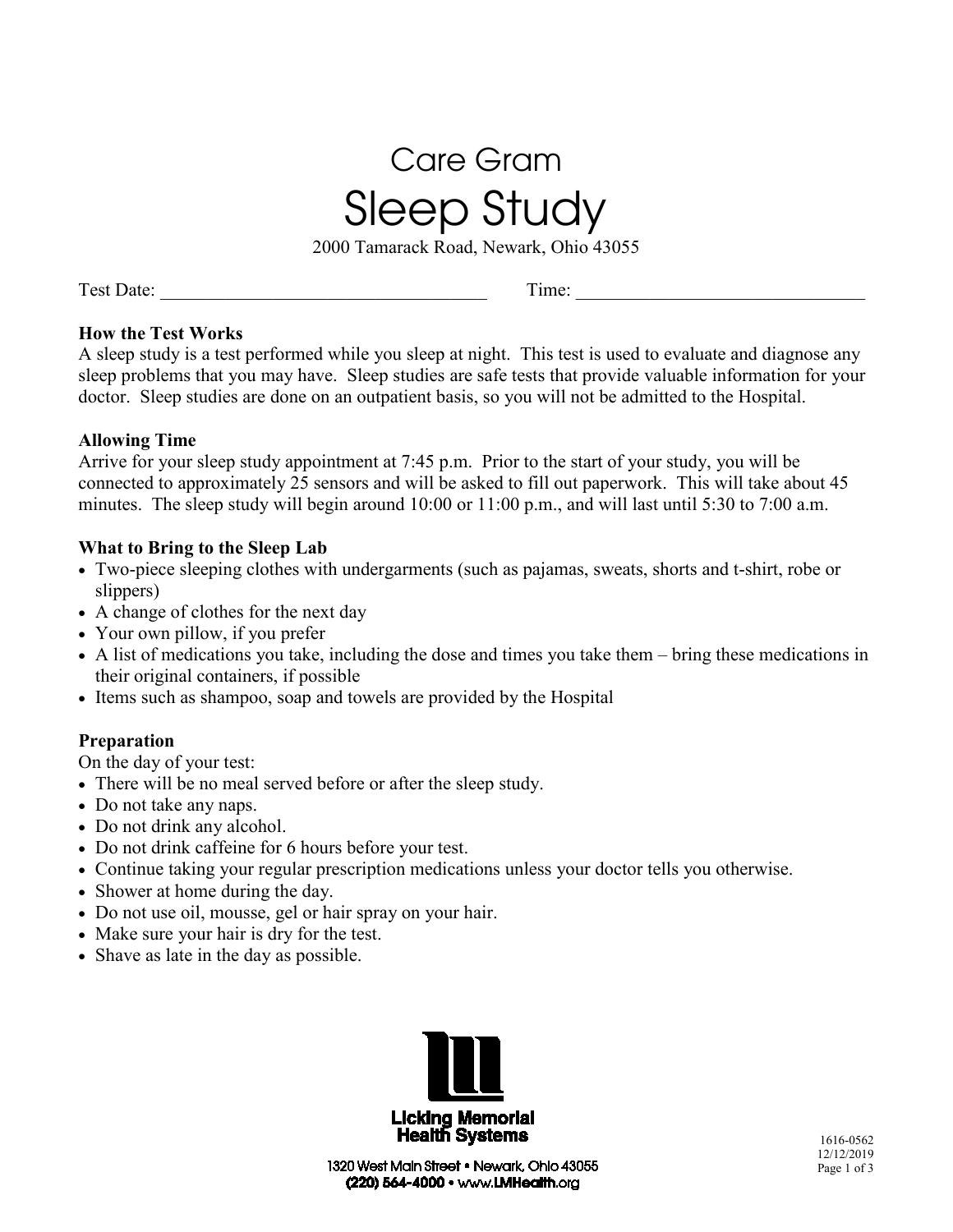# Care Gram

# Sleep Study

2000 Tamarack Road, Newark, Ohio 43055

Test Date: ___________________________________ Time: _______________________________

### How the Test Works

A sleep study is a test performed while you sleep at night. This test is used to evaluate and diagnose any sleep problems that you may have. Sleep studies are safe tests that provide valuable information for your doctor. Sleep studies are done on an outpatient basis, so you will not be admitted to the Hospital.

### Allowing Time

Arrive for your sleep study appointment at 7:45 p.m. Prior to the start of your study, you will be connected to approximately 25 sensors and will be asked to fill out paperwork. This will take about 45 minutes. The sleep study will begin around 10:00 or 11:00 p.m., and will last until 5:30 to 7:00 a.m.

### What to Bring to the Sleep Lab

- Two-piece sleeping clothes with undergarments (such as pajamas, sweats, shorts and t-shirt, robe or slippers)
- A change of clothes for the next day
- Your own pillow, if you prefer
- A list of medications you take, including the dose and times you take them – bring these medications in their original containers, if possible
- Items such as shampoo, soap and towels are provided by the Hospital

### Preparation

On the day of your test:

- There will be no meal served before or after the sleep study.
- Do not take any naps.
- Do not drink any alcohol.
- Do not drink caffeine for 6 hours before your test.
- Continue taking your regular prescription medications unless your doctor tells you otherwise.
- Shower at home during the day.
- Do not use oil, mousse, gel or hair spray on your hair.
- Make sure your hair is dry for the test.
- Shave as late in the day as possible.

Licking Memorial Health Systems

1320 West Main Street • Newark, Ohio 43055

(220) 564-4000 • www.LMHealth.org

1616-0562
12/12/2019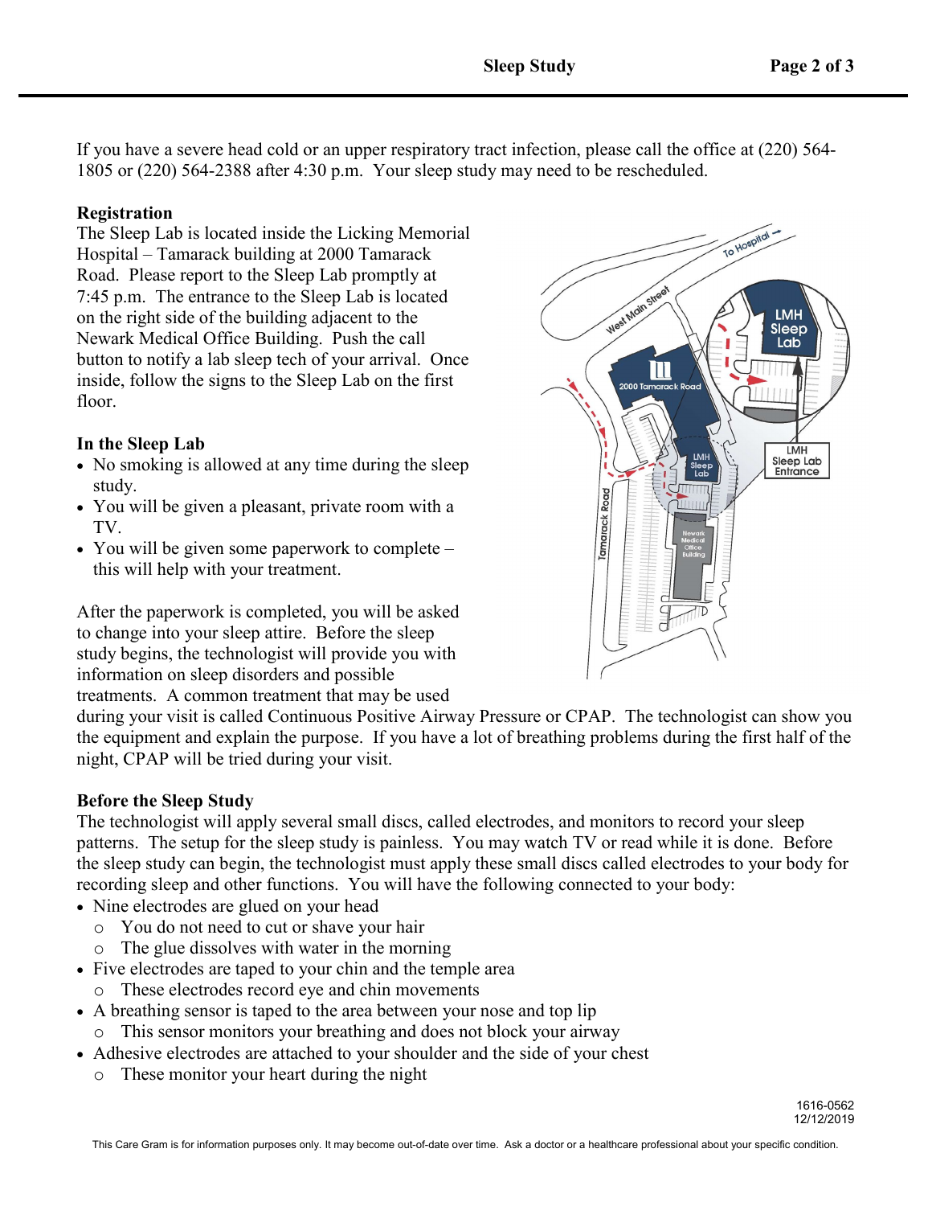If you have a severe head cold or an upper respiratory tract infection, please call the office at (220) 564-1805 or (220) 564-2388 after 4:30 p.m. Your sleep study may need to be rescheduled.

**Registration**

The Sleep Lab is located inside the Licking Memorial Hospital – Tamarack building at 2000 Tamarack Road. Please report to the Sleep Lab promptly at 7:45 p.m. The entrance to the Sleep Lab is located on the right side of the building adjacent to the Newark Medical Office Building. Push the call button to notify a lab sleep tech of your arrival. Once inside, follow the signs to the Sleep Lab on the first floor.

**In the Sleep Lab**

- No smoking is allowed at any time during the sleep study.
- You will be given a pleasant, private room with a TV.
- You will be given some paperwork to complete – this will help with your treatment.

After the paperwork is completed, you will be asked to change into your sleep attire. Before the sleep study begins, the technologist will provide you with information on sleep disorders and possible treatments. A common treatment that may be used during your visit is called Continuous Positive Airway Pressure or CPAP. The technologist can show you the equipment and explain the purpose. If you have a lot of breathing problems during the first half of the night, CPAP will be tried during your visit.

**Before the Sleep Study**

The technologist will apply several small discs, called electrodes, and monitors to record your sleep patterns. The setup for the sleep study is painless. You may watch TV or read while it is done. Before the sleep study can begin, the technologist must apply these small discs called electrodes to your body for recording sleep and other functions. You will have the following connected to your body:

- Nine electrodes are glued on your head
  - You do not need to cut or shave your hair
  - The glue dissolves with water in the morning
- Five electrodes are taped to your chin and the temple area
  - These electrodes record eye and chin movements
- A breathing sensor is taped to the area between your nose and top lip
  - This sensor monitors your breathing and does not block your airway
- Adhesive electrodes are attached to your shoulder and the side of your chest
  - These monitor your heart during the night

1616-0562
12/12/2019

This Care Gram is for information purposes only. It may become out-of-date over time. Ask a doctor or a healthcare professional about your specific condition.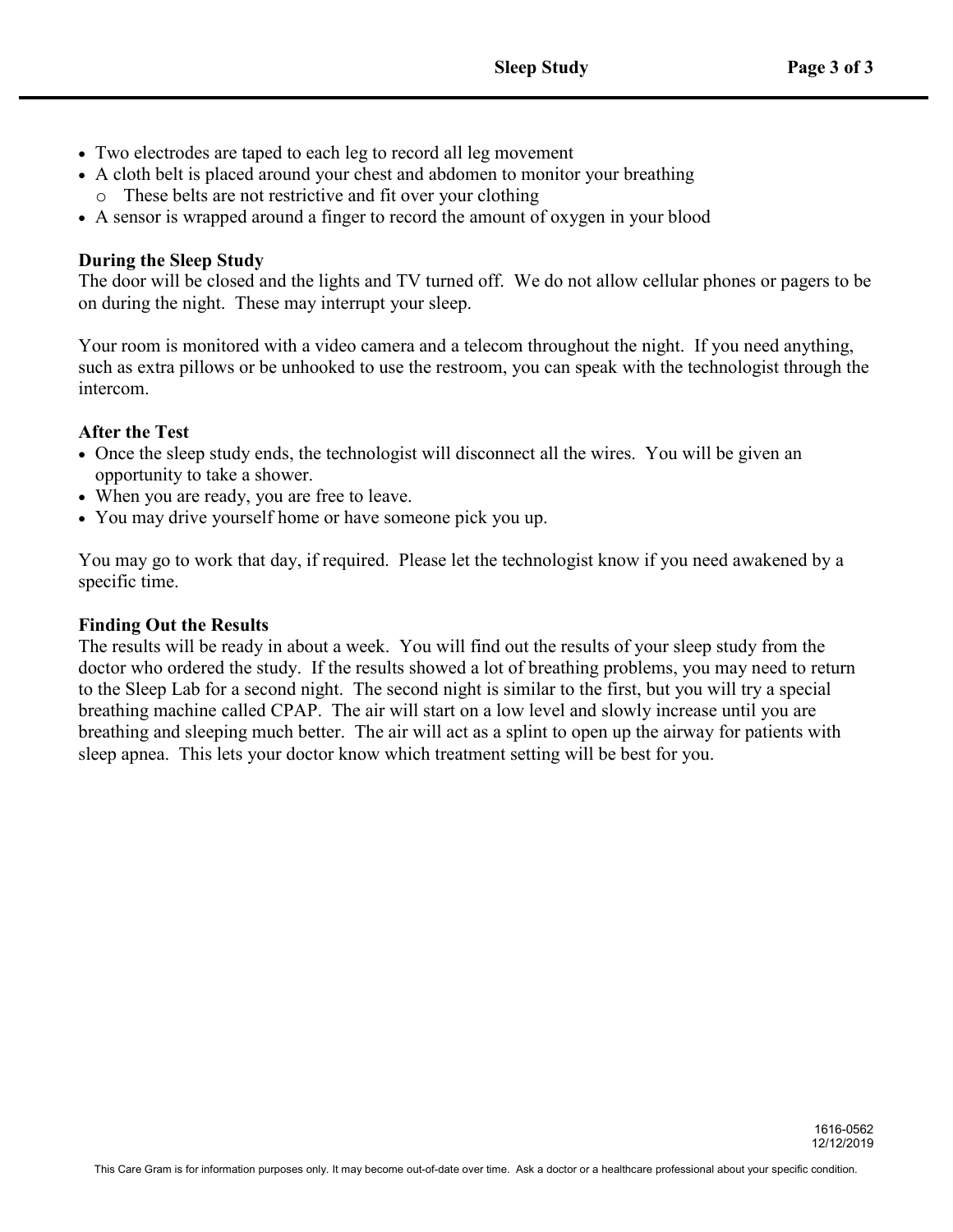- Two electrodes are taped to each leg to record all leg movement
- A cloth belt is placed around your chest and abdomen to monitor your breathing
  - These belts are not restrictive and fit over your clothing
- A sensor is wrapped around a finger to record the amount of oxygen in your blood

**During the Sleep Study**

The door will be closed and the lights and TV turned off. We do not allow cellular phones or pagers to be on during the night. These may interrupt your sleep.

Your room is monitored with a video camera and a telecom throughout the night. If you need anything, such as extra pillows or be unhooked to use the restroom, you can speak with the technologist through the intercom.

**After the Test**

- Once the sleep study ends, the technologist will disconnect all the wires. You will be given an opportunity to take a shower.
- When you are ready, you are free to leave.
- You may drive yourself home or have someone pick you up.

You may go to work that day, if required. Please let the technologist know if you need awakened by a specific time.

**Finding Out the Results**

The results will be ready in about a week. You will find out the results of your sleep study from the doctor who ordered the study. If the results showed a lot of breathing problems, you may need to return to the Sleep Lab for a second night. The second night is similar to the first, but you will try a special breathing machine called CPAP. The air will start on a low level and slowly increase until you are breathing and sleeping much better. The air will act as a splint to open up the airway for patients with sleep apnea. This lets your doctor know which treatment setting will be best for you.

1616-0562
12/12/2019

This Care Gram is for information purposes only. It may become out-of-date over time. Ask a doctor or a healthcare professional about your specific condition.